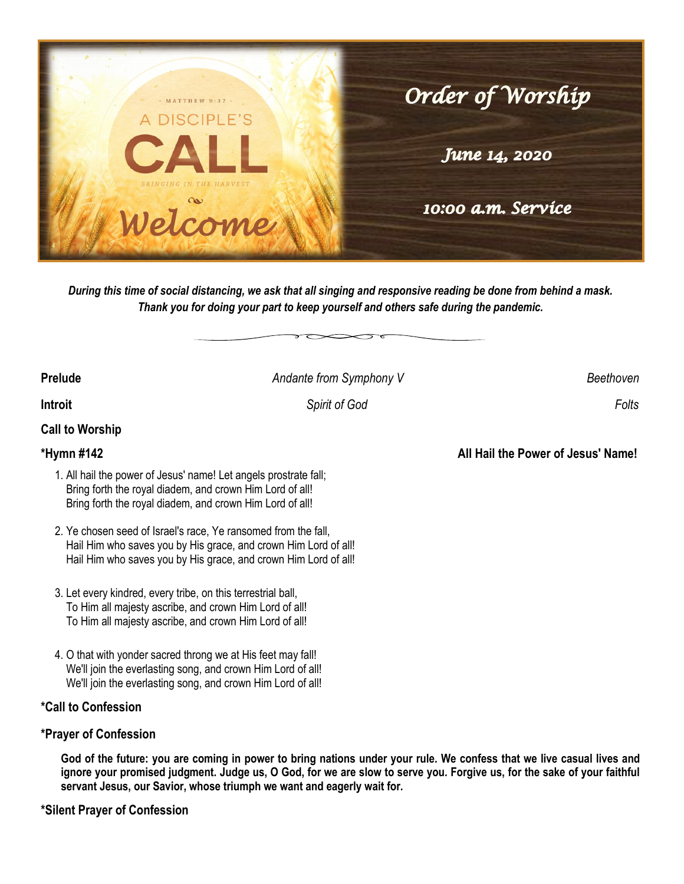- MATTHEW 9:37 -

A DISCIPLE'S

# CALL

BRINGING IN THE HARVEST

Welcome

# Order of Worship

*June 14, 2020*

*10:00 a.m. Service*

***During this time of social distancing, we ask that all singing and responsive reading be done from behind a mask. Thank you for doing your part to keep yourself and others safe during the pandemic.***

**Prelude** *Andante from Symphony V* *Beethoven*

**Introit** *Spirit of God* *Folts*

**Call to Worship**

**\*Hymn #142** **All Hail the Power of Jesus' Name!**

1. All hail the power of Jesus' name! Let angels prostrate fall;
   Bring forth the royal diadem, and crown Him Lord of all!
   Bring forth the royal diadem, and crown Him Lord of all!

2. Ye chosen seed of Israel's race, Ye ransomed from the fall,
   Hail Him who saves you by His grace, and crown Him Lord of all!
   Hail Him who saves you by His grace, and crown Him Lord of all!

3. Let every kindred, every tribe, on this terrestrial ball,
   To Him all majesty ascribe, and crown Him Lord of all!
   To Him all majesty ascribe, and crown Him Lord of all!

4. O that with yonder sacred throng we at His feet may fall!
   We'll join the everlasting song, and crown Him Lord of all!
   We'll join the everlasting song, and crown Him Lord of all!

**\*Call to Confession**

**\*Prayer of Confession**

**God of the future: you are coming in power to bring nations under your rule. We confess that we live casual lives and ignore your promised judgment. Judge us, O God, for we are slow to serve you. Forgive us, for the sake of your faithful servant Jesus, our Savior, whose triumph we want and eagerly wait for.**

**\*Silent Prayer of Confession**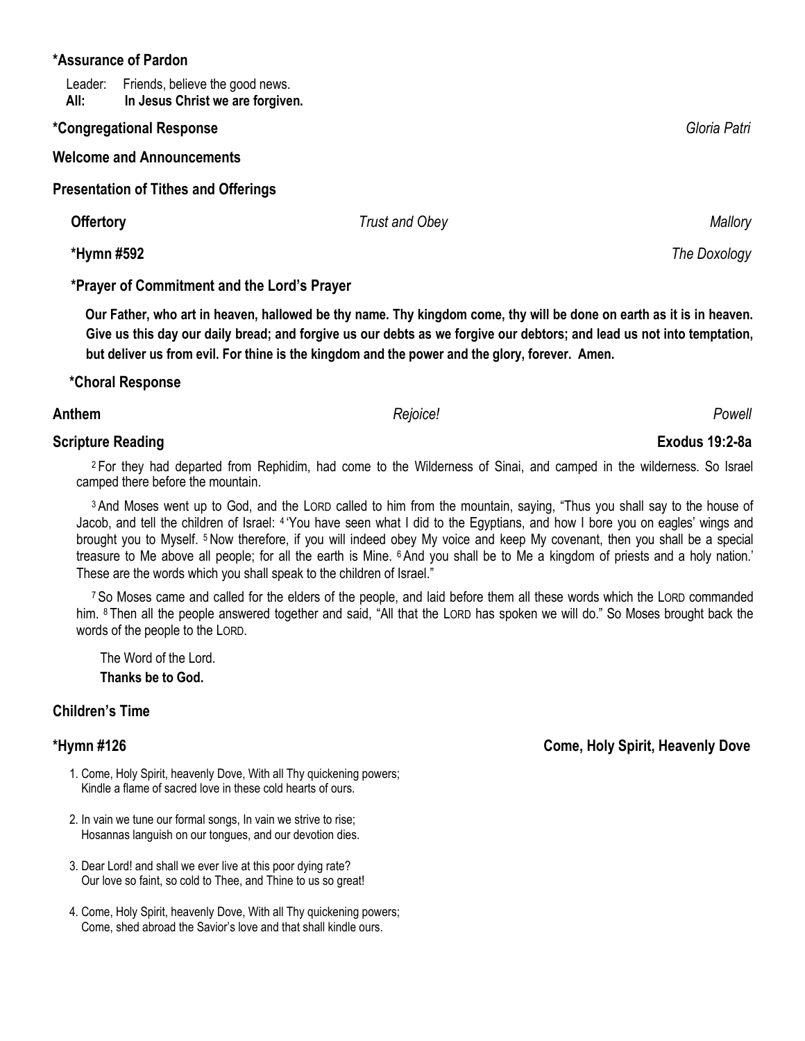**\*Assurance of Pardon**

Leader: Friends, believe the good news.
**All: In Jesus Christ we are forgiven.**

**\*Congregational Response** *Gloria Patri*

**Welcome and Announcements**

**Presentation of Tithes and Offerings**

**Offertory** *Trust and Obey* *Mallory*

**\*Hymn #592** *The Doxology*

**\*Prayer of Commitment and the Lord's Prayer**

**Our Father, who art in heaven, hallowed be thy name. Thy kingdom come, thy will be done on earth as it is in heaven. Give us this day our daily bread; and forgive us our debts as we forgive our debtors; and lead us not into temptation, but deliver us from evil. For thine is the kingdom and the power and the glory, forever. Amen.**

**\*Choral Response**

**Anthem** *Rejoice!* *Powell*

**Scripture Reading** **Exodus 19:2-8a**

[2] For they had departed from Rephidim, had come to the Wilderness of Sinai, and camped in the wilderness. So Israel camped there before the mountain.

[3] And Moses went up to God, and the LORD called to him from the mountain, saying, "Thus you shall say to the house of Jacob, and tell the children of Israel: [4] 'You have seen what I did to the Egyptians, and how I bore you on eagles' wings and brought you to Myself. [5] Now therefore, if you will indeed obey My voice and keep My covenant, then you shall be a special treasure to Me above all people; for all the earth is Mine. [6] And you shall be to Me a kingdom of priests and a holy nation.' These are the words which you shall speak to the children of Israel."

[7] So Moses came and called for the elders of the people, and laid before them all these words which the LORD commanded him. [8] Then all the people answered together and said, "All that the LORD has spoken we will do." So Moses brought back the words of the people to the LORD.

The Word of the Lord.
**Thanks be to God.**

**Children's Time**

**\*Hymn #126** **Come, Holy Spirit, Heavenly Dove**

1. Come, Holy Spirit, heavenly Dove, With all Thy quickening powers;
   Kindle a flame of sacred love in these cold hearts of ours.

2. In vain we tune our formal songs, In vain we strive to rise;
   Hosannas languish on our tongues, and our devotion dies.

3. Dear Lord! and shall we ever live at this poor dying rate?
   Our love so faint, so cold to Thee, and Thine to us so great!

4. Come, Holy Spirit, heavenly Dove, With all Thy quickening powers;
   Come, shed abroad the Savior's love and that shall kindle ours.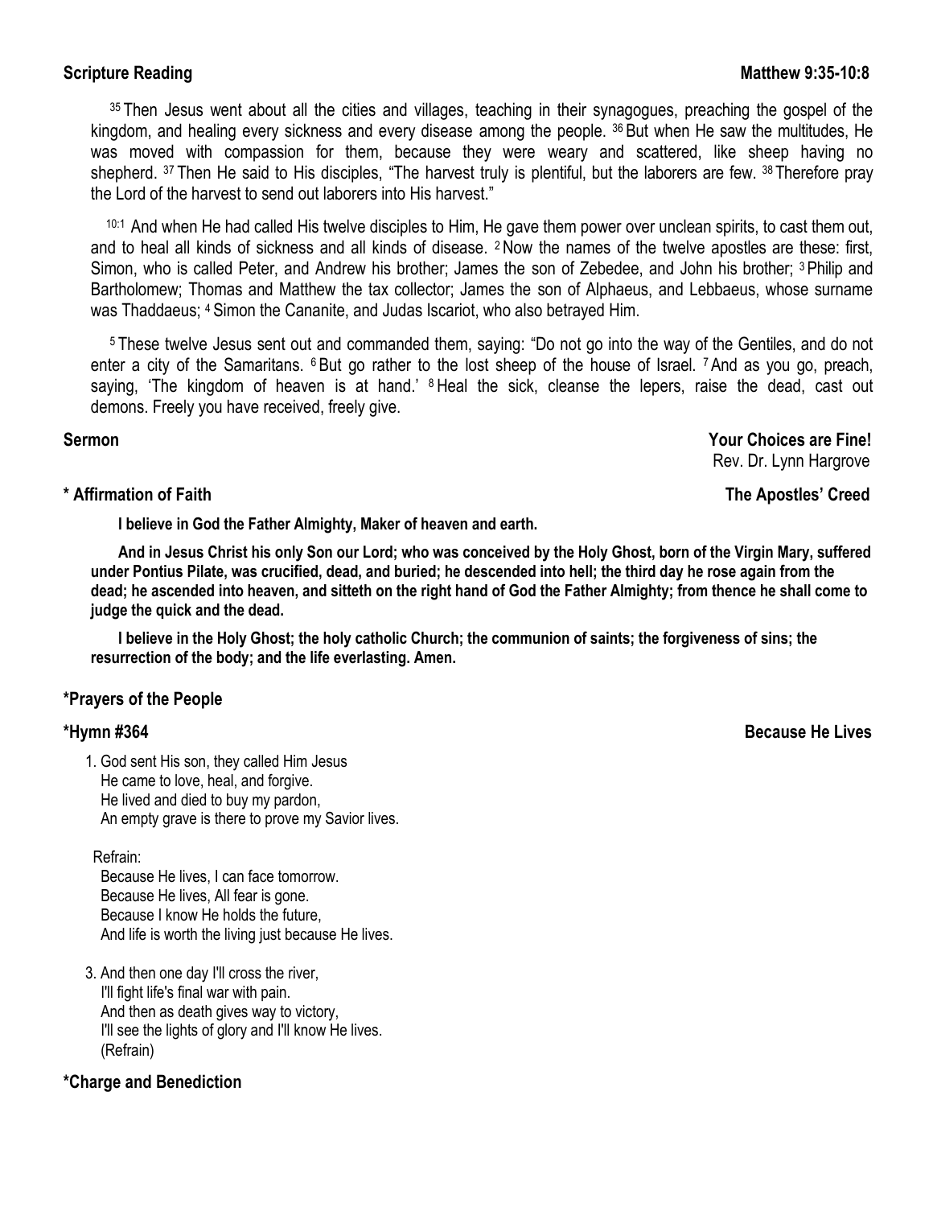**Scripture Reading** **Matthew 9:35-10:8**

[35] Then Jesus went about all the cities and villages, teaching in their synagogues, preaching the gospel of the kingdom, and healing every sickness and every disease among the people. [36] But when He saw the multitudes, He was moved with compassion for them, because they were weary and scattered, like sheep having no shepherd. [37] Then He said to His disciples, "The harvest truly is plentiful, but the laborers are few. [38] Therefore pray the Lord of the harvest to send out laborers into His harvest."

[10:1] And when He had called His twelve disciples to Him, He gave them power over unclean spirits, to cast them out, and to heal all kinds of sickness and all kinds of disease. [2] Now the names of the twelve apostles are these: first, Simon, who is called Peter, and Andrew his brother; James the son of Zebedee, and John his brother; [3] Philip and Bartholomew; Thomas and Matthew the tax collector; James the son of Alphaeus, and Lebbaeus, whose surname was Thaddaeus; [4] Simon the Cananite, and Judas Iscariot, who also betrayed Him.

[5] These twelve Jesus sent out and commanded them, saying: "Do not go into the way of the Gentiles, and do not enter a city of the Samaritans. [6] But go rather to the lost sheep of the house of Israel. [7] And as you go, preach, saying, 'The kingdom of heaven is at hand.' [8] Heal the sick, cleanse the lepers, raise the dead, cast out demons. Freely you have received, freely give.

**Sermon** **Your Choices are Fine!**
Rev. Dr. Lynn Hargrove

**\* Affirmation of Faith** **The Apostles' Creed**

**I believe in God the Father Almighty, Maker of heaven and earth.**

**And in Jesus Christ his only Son our Lord; who was conceived by the Holy Ghost, born of the Virgin Mary, suffered under Pontius Pilate, was crucified, dead, and buried; he descended into hell; the third day he rose again from the dead; he ascended into heaven, and sitteth on the right hand of God the Father Almighty; from thence he shall come to judge the quick and the dead.**

**I believe in the Holy Ghost; the holy catholic Church; the communion of saints; the forgiveness of sins; the resurrection of the body; and the life everlasting. Amen.**

**\*Prayers of the People**

**\*Hymn #364** **Because He Lives**

1. God sent His son, they called Him Jesus
   He came to love, heal, and forgive.
   He lived and died to buy my pardon,
   An empty grave is there to prove my Savior lives.

Refrain:
Because He lives, I can face tomorrow.
Because He lives, All fear is gone.
Because I know He holds the future,
And life is worth the living just because He lives.

3. And then one day I'll cross the river,
   I'll fight life's final war with pain.
   And then as death gives way to victory,
   I'll see the lights of glory and I'll know He lives.
   (Refrain)

**\*Charge and Benediction**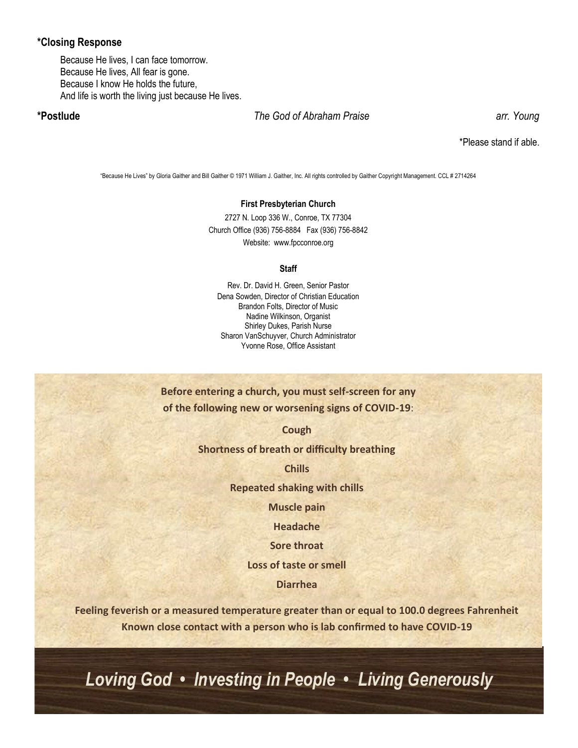**\*Closing Response**

Because He lives, I can face tomorrow.
Because He lives, All fear is gone.
Because I know He holds the future,
And life is worth the living just because He lives.

**\*Postlude** *The God of Abraham Praise* *arr. Young*

\*Please stand if able.

"Because He Lives" by Gloria Gaither and Bill Gaither © 1971 William J. Gaither, Inc. All rights controlled by Gaither Copyright Management. CCL # 2714264

**First Presbyterian Church**

2727 N. Loop 336 W., Conroe, TX 77304
Church Office (936) 756-8884 Fax (936) 756-8842
Website: www.fpcconroe.org

**Staff**

Rev. Dr. David H. Green, Senior Pastor
Dena Sowden, Director of Christian Education
Brandon Folts, Director of Music
Nadine Wilkinson, Organist
Shirley Dukes, Parish Nurse
Sharon VanSchuyver, Church Administrator
Yvonne Rose, Office Assistant

**Before entering a church, you must self-screen for any of the following new or worsening signs of COVID-19**:

**Cough**

**Shortness of breath or difficulty breathing**

**Chills**

**Repeated shaking with chills**

**Muscle pain**

**Headache**

**Sore throat**

**Loss of taste or smell**

**Diarrhea**

**Feeling feverish or a measured temperature greater than or equal to 100.0 degrees Fahrenheit**
**Known close contact with a person who is lab confirmed to have COVID-19**

*Loving God • Investing in People • Living Generously*